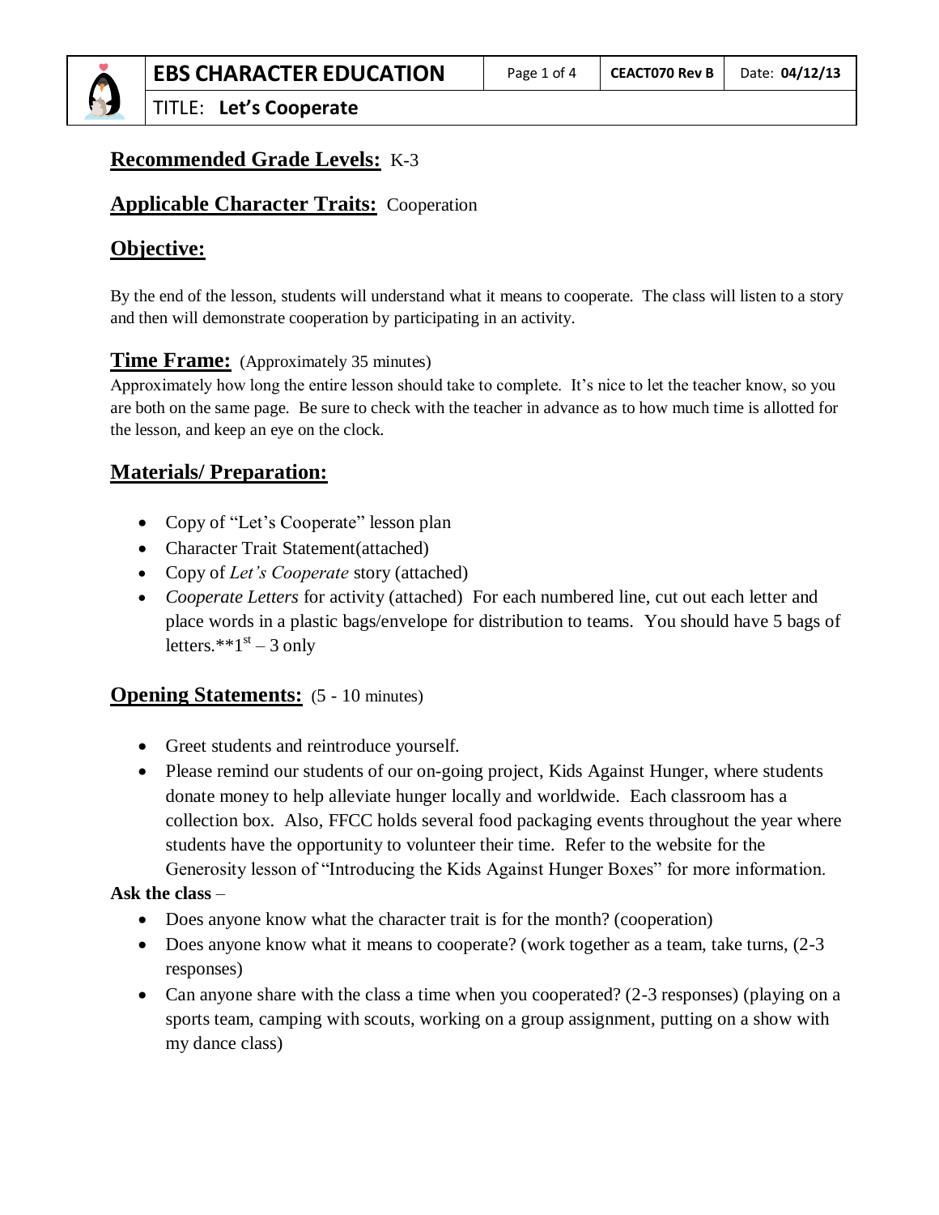**EBS CHARACTER EDUCATION** | CEACT070 Rev B | Date: **04/12/13**

TITLE: **Let's Cooperate**

## Recommended Grade Levels: K-3

## Applicable Character Traits: Cooperation

## Objective:

By the end of the lesson, students will understand what it means to cooperate. The class will listen to a story and then will demonstrate cooperation by participating in an activity.

## Time Frame: (Approximately 35 minutes)

Approximately how long the entire lesson should take to complete. It's nice to let the teacher know, so you are both on the same page. Be sure to check with the teacher in advance as to how much time is allotted for the lesson, and keep an eye on the clock.

## Materials/ Preparation:

- Copy of "Let's Cooperate" lesson plan
- Character Trait Statement(attached)
- Copy of *Let's Cooperate* story (attached)
- *Cooperate Letters* for activity (attached) For each numbered line, cut out each letter and place words in a plastic bags/envelope for distribution to teams. You should have 5 bags of letters.**1st – 3 only

## Opening Statements: (5 - 10 minutes)

- Greet students and reintroduce yourself.
- Please remind our students of our on-going project, Kids Against Hunger, where students donate money to help alleviate hunger locally and worldwide. Each classroom has a collection box. Also, FFCC holds several food packaging events throughout the year where students have the opportunity to volunteer their time. Refer to the website for the Generosity lesson of "Introducing the Kids Against Hunger Boxes" for more information.

**Ask the class** –

- Does anyone know what the character trait is for the month? (cooperation)
- Does anyone know what it means to cooperate? (work together as a team, take turns, (2-3 responses)
- Can anyone share with the class a time when you cooperated? (2-3 responses) (playing on a sports team, camping with scouts, working on a group assignment, putting on a show with my dance class)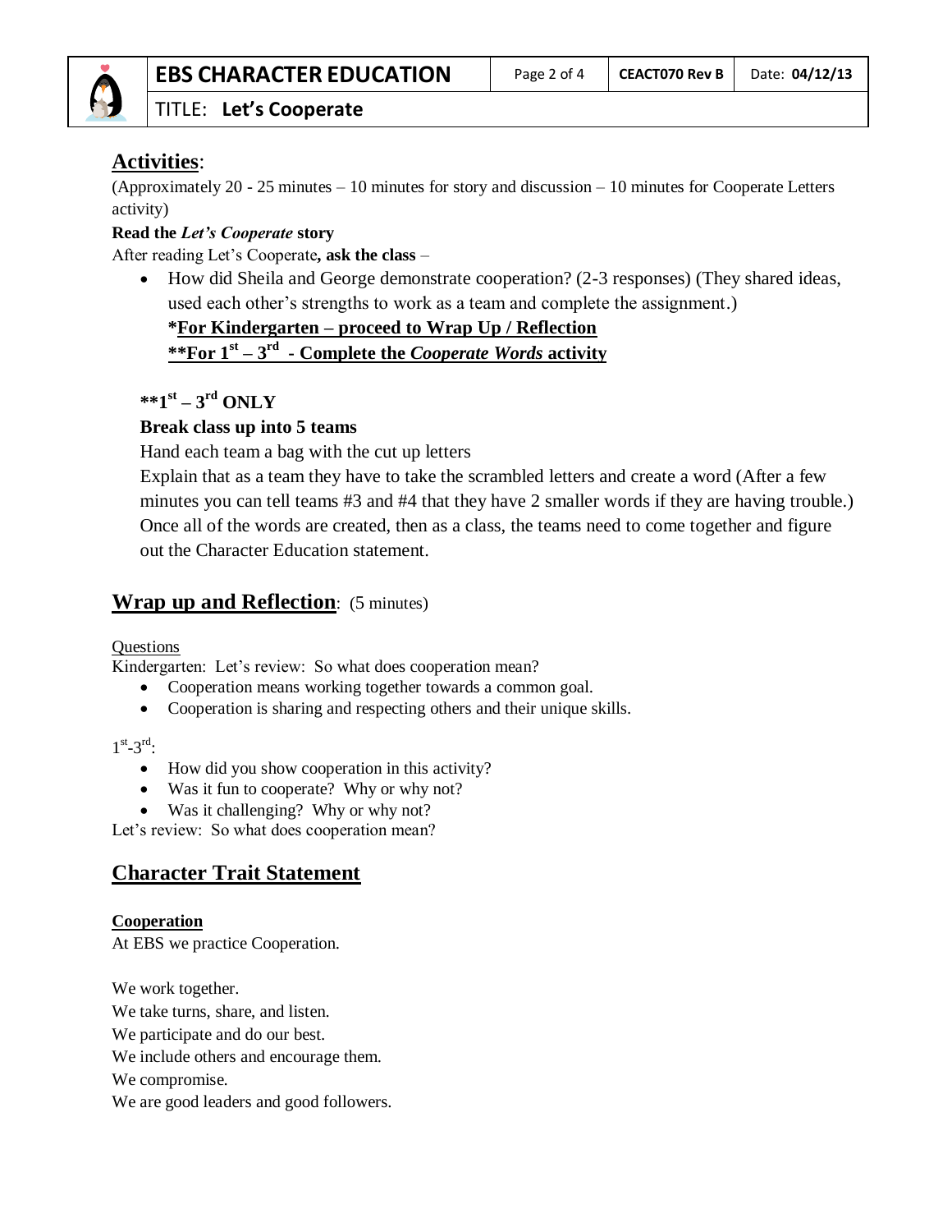## Activities:

(Approximately 20 - 25 minutes – 10 minutes for story and discussion – 10 minutes for Cooperate Letters activity)

**Read the *Let's Cooperate* story**

After reading Let's Cooperate**, ask the class** –

- How did Sheila and George demonstrate cooperation? (2-3 responses) (They shared ideas, used each other's strengths to work as a team and complete the assignment.)

  ***For Kindergarten – proceed to Wrap Up / Reflection**

  ****For 1st – 3rd - Complete the *Cooperate Words* activity**

**\*\*1st – 3rd ONLY**

**Break class up into 5 teams**

Hand each team a bag with the cut up letters

Explain that as a team they have to take the scrambled letters and create a word (After a few minutes you can tell teams #3 and #4 that they have 2 smaller words if they are having trouble.) Once all of the words are created, then as a class, the teams need to come together and figure out the Character Education statement.

## Wrap up and Reflection: (5 minutes)

Questions

Kindergarten: Let's review: So what does cooperation mean?

- Cooperation means working together towards a common goal.
- Cooperation is sharing and respecting others and their unique skills.

1st-3rd:

- How did you show cooperation in this activity?
- Was it fun to cooperate? Why or why not?
- Was it challenging? Why or why not?

Let's review: So what does cooperation mean?

## Character Trait Statement

**Cooperation**

At EBS we practice Cooperation.

We work together.
We take turns, share, and listen.
We participate and do our best.
We include others and encourage them.
We compromise.
We are good leaders and good followers.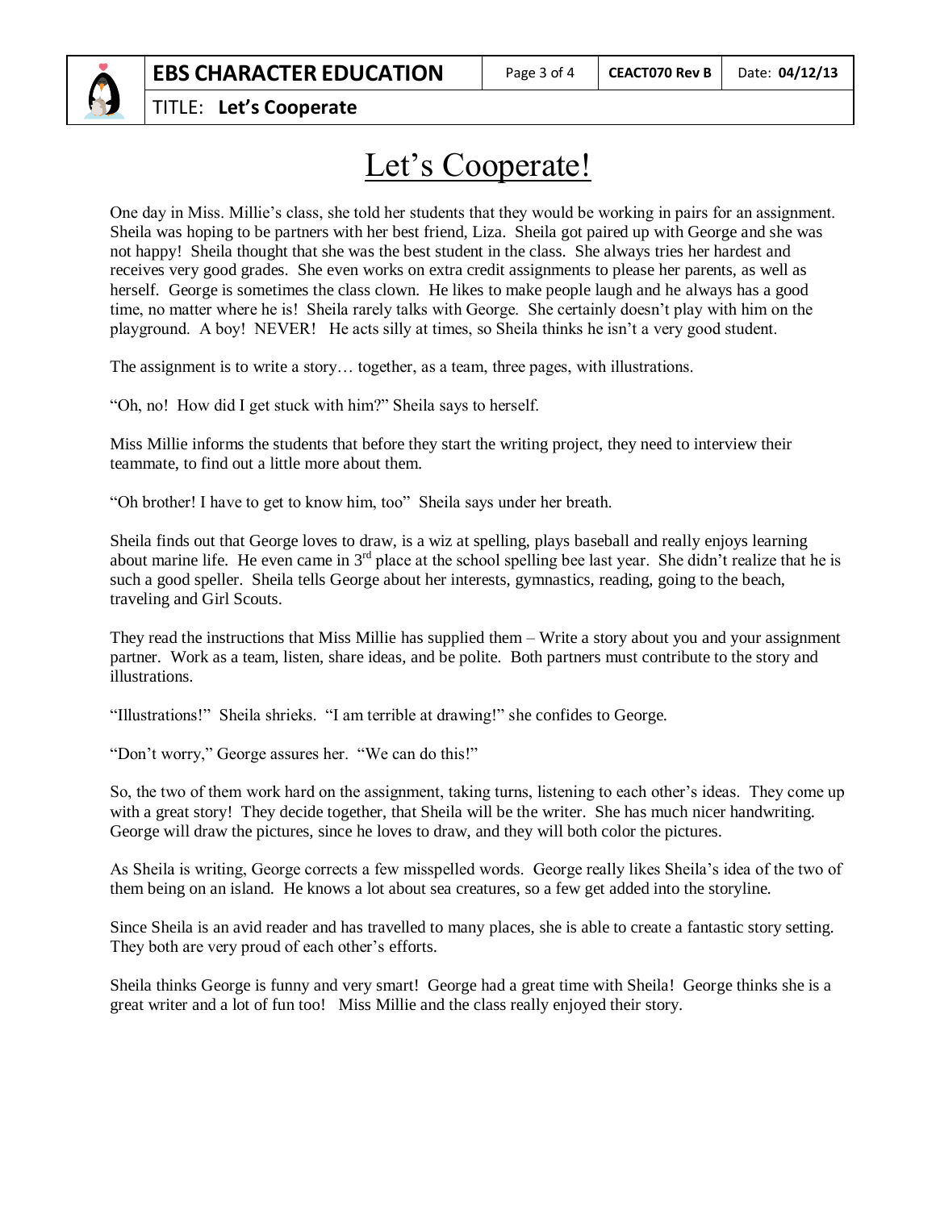# Let's Cooperate!

One day in Miss. Millie's class, she told her students that they would be working in pairs for an assignment. Sheila was hoping to be partners with her best friend, Liza. Sheila got paired up with George and she was not happy! Sheila thought that she was the best student in the class. She always tries her hardest and receives very good grades. She even works on extra credit assignments to please her parents, as well as herself. George is sometimes the class clown. He likes to make people laugh and he always has a good time, no matter where he is! Sheila rarely talks with George. She certainly doesn't play with him on the playground. A boy! NEVER! He acts silly at times, so Sheila thinks he isn't a very good student.

The assignment is to write a story… together, as a team, three pages, with illustrations.

"Oh, no! How did I get stuck with him?" Sheila says to herself.

Miss Millie informs the students that before they start the writing project, they need to interview their teammate, to find out a little more about them.

"Oh brother! I have to get to know him, too" Sheila says under her breath.

Sheila finds out that George loves to draw, is a wiz at spelling, plays baseball and really enjoys learning about marine life. He even came in 3rd place at the school spelling bee last year. She didn't realize that he is such a good speller. Sheila tells George about her interests, gymnastics, reading, going to the beach, traveling and Girl Scouts.

They read the instructions that Miss Millie has supplied them – Write a story about you and your assignment partner. Work as a team, listen, share ideas, and be polite. Both partners must contribute to the story and illustrations.

"Illustrations!" Sheila shrieks. "I am terrible at drawing!" she confides to George.

"Don't worry," George assures her. "We can do this!"

So, the two of them work hard on the assignment, taking turns, listening to each other's ideas. They come up with a great story! They decide together, that Sheila will be the writer. She has much nicer handwriting. George will draw the pictures, since he loves to draw, and they will both color the pictures.

As Sheila is writing, George corrects a few misspelled words. George really likes Sheila's idea of the two of them being on an island. He knows a lot about sea creatures, so a few get added into the storyline.

Since Sheila is an avid reader and has travelled to many places, she is able to create a fantastic story setting. They both are very proud of each other's efforts.

Sheila thinks George is funny and very smart! George had a great time with Sheila! George thinks she is a great writer and a lot of fun too! Miss Millie and the class really enjoyed their story.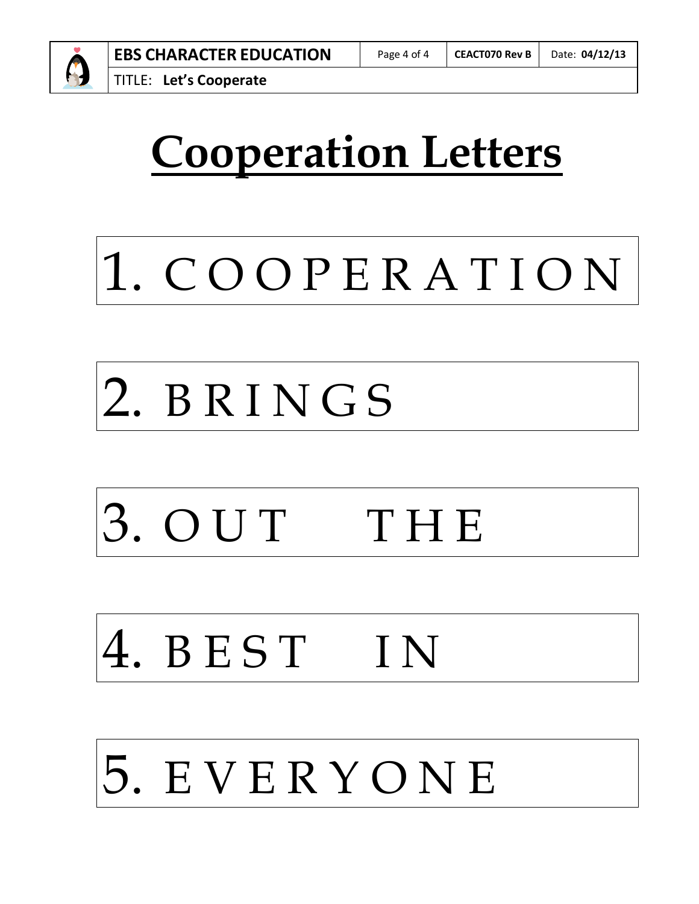# Cooperation Letters

1. C O O P E R A T I O N

2. B R I N G S

3. O U T T H E

4. B E S T I N

5. E V E R Y O N E